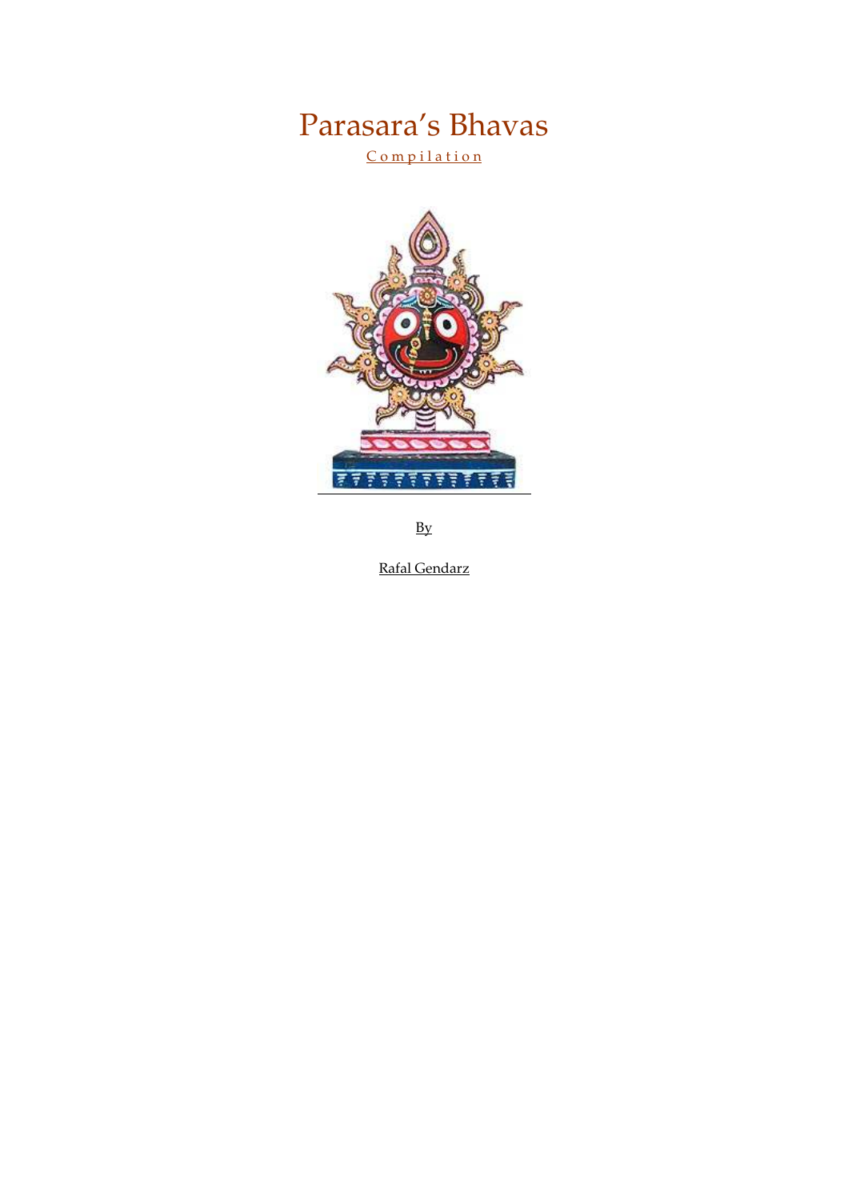# Parasara's Bhavas

Compilation

By

Rafal Gendarz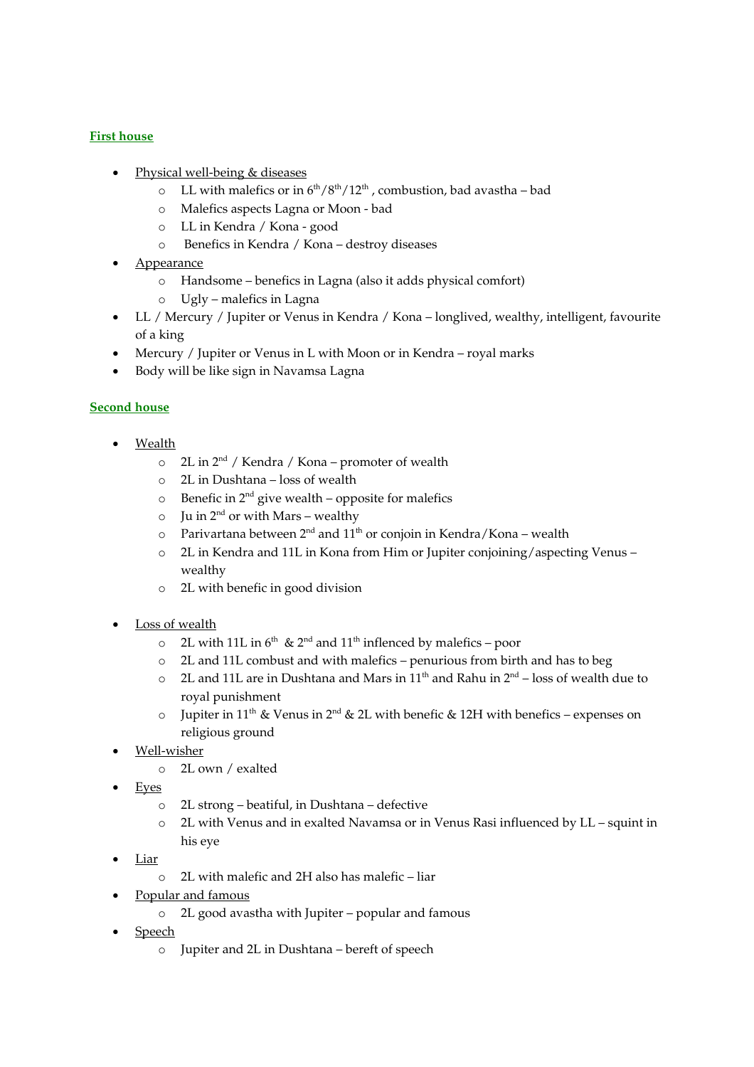**First house**

- Physical well-being & diseases
    - LL with malefics or in $6^{th}$/$8^{th}$/$12^{th}$ , combustion, bad avastha – bad
    - Malefics aspects Lagna or Moon - bad
    - LL in Kendra / Kona - good
    - Benefics in Kendra / Kona – destroy diseases
- Appearance
    - Handsome – benefics in Lagna (also it adds physical comfort)
    - Ugly – malefics in Lagna
- LL / Mercury / Jupiter or Venus in Kendra / Kona – longlived, wealthy, intelligent, favourite of a king
- Mercury / Jupiter or Venus in L with Moon or in Kendra – royal marks
- Body will be like sign in Navamsa Lagna

**Second house**

- Wealth
    - 2L in $2^{nd}$ / Kendra / Kona – promoter of wealth
    - 2L in Dushtana – loss of wealth
    - Benefic in $2^{nd}$ give wealth – opposite for malefics
    - Ju in $2^{nd}$ or with Mars – wealthy
    - Parivartana between $2^{nd}$ and $11^{th}$ or conjoin in Kendra/Kona – wealth
    - 2L in Kendra and 11L in Kona from Him or Jupiter conjoining/aspecting Venus – wealthy
    - 2L with benefic in good division

- Loss of wealth
    - 2L with 11L in $6^{th}$ & $2^{nd}$ and $11^{th}$ inflenced by malefics – poor
    - 2L and 11L combust and with malefics – penurious from birth and has to beg
    - 2L and 11L are in Dushtana and Mars in $11^{th}$ and Rahu in $2^{nd}$ – loss of wealth due to royal punishment
    - Jupiter in $11^{th}$ & Venus in $2^{nd}$ & 2L with benefic & 12H with benefics – expenses on religious ground
- Well-wisher
    - 2L own / exalted
- Eyes
    - 2L strong – beatiful, in Dushtana – defective
    - 2L with Venus and in exalted Navamsa or in Venus Rasi influenced by LL – squint in his eye
- Liar
    - 2L with malefic and 2H also has malefic – liar
- Popular and famous
    - 2L good avastha with Jupiter – popular and famous
- Speech
    - Jupiter and 2L in Dushtana – bereft of speech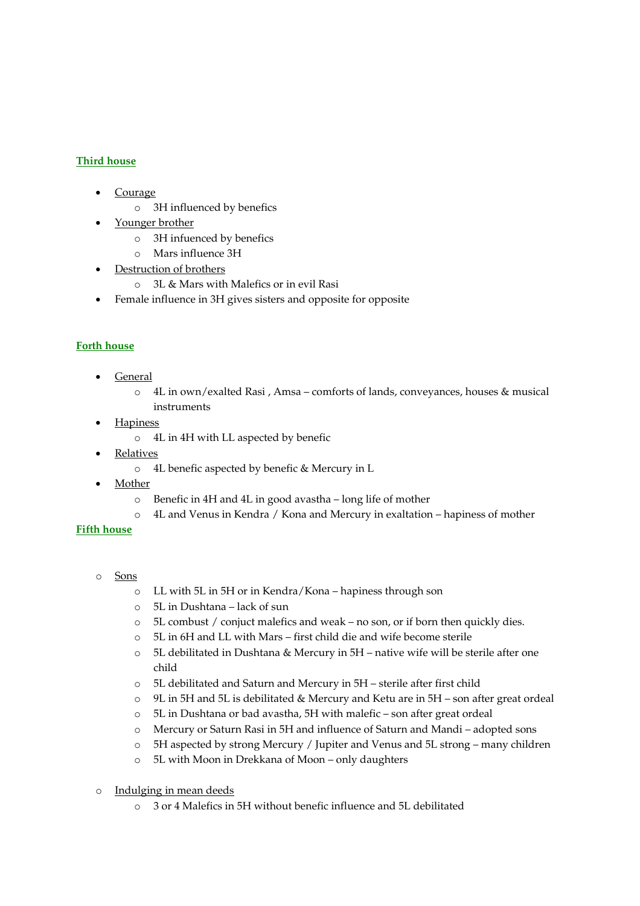**Third house**

- Courage
  - 3H influenced by benefics
- Younger brother
  - 3H infuenced by benefics
  - Mars influence 3H
- Destruction of brothers
  - 3L & Mars with Malefics or in evil Rasi
- Female influence in 3H gives sisters and opposite for opposite

**Forth house**

- General
  - 4L in own/exalted Rasi , Amsa – comforts of lands, conveyances, houses & musical instruments
- Hapiness
  - 4L in 4H with LL aspected by benefic
- Relatives
  - 4L benefic aspected by benefic & Mercury in L
- Mother
  - Benefic in 4H and 4L in good avastha – long life of mother
  - 4L and Venus in Kendra / Kona and Mercury in exaltation – hapiness of mother

**Fifth house**

- Sons
  - LL with 5L in 5H or in Kendra/Kona – hapiness through son
  - 5L in Dushtana – lack of sun
  - 5L combust / conjuct malefics and weak – no son, or if born then quickly dies.
  - 5L in 6H and LL with Mars – first child die and wife become sterile
  - 5L debilitated in Dushtana & Mercury in 5H – native wife will be sterile after one child
  - 5L debilitated and Saturn and Mercury in 5H – sterile after first child
  - 9L in 5H and 5L is debilitated & Mercury and Ketu are in 5H – son after great ordeal
  - 5L in Dushtana or bad avastha, 5H with malefic – son after great ordeal
  - Mercury or Saturn Rasi in 5H and influence of Saturn and Mandi – adopted sons
  - 5H aspected by strong Mercury / Jupiter and Venus and 5L strong – many children
  - 5L with Moon in Drekkana of Moon – only daughters
- Indulging in mean deeds
  - 3 or 4 Malefics in 5H without benefic influence and 5L debilitated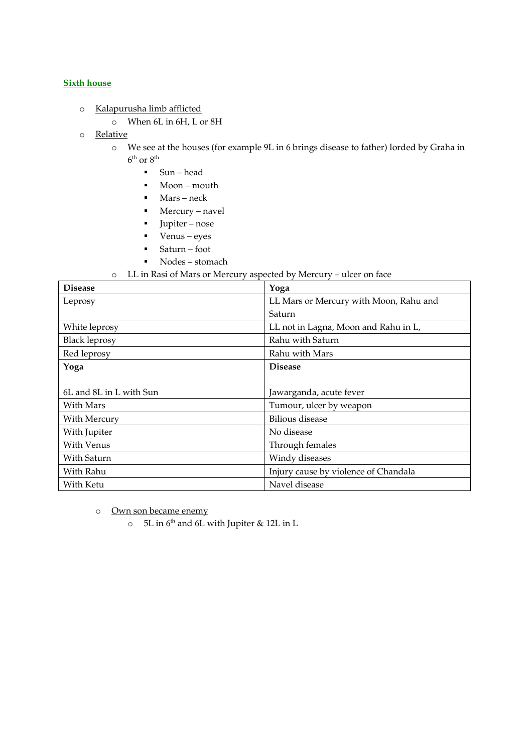**Sixth house**

- Kalapurusha limb afflicted
  - When 6L in 6H, L or 8H
- Relative
  - We see at the houses (for example 9L in 6 brings disease to father) lorded by Graha in $6^{th}$ or $8^{th}$
    - Sun – head
    - Moon – mouth
    - Mars – neck
    - Mercury – navel
    - Jupiter – nose
    - Venus – eyes
    - Saturn – foot
    - Nodes – stomach
  - LL in Rasi of Mars or Mercury aspected by Mercury – ulcer on face

| **Disease** | **Yoga** |
|---|---|
| Leprosy | LL Mars or Mercury with Moon, Rahu and Saturn |
| White leprosy | LL not in Lagna, Moon and Rahu in L, |
| Black leprosy | Rahu with Saturn |
| Red leprosy | Rahu with Mars |
| **Yoga**<br><br>6L and 8L in L with Sun | **Disease**<br><br>Jawarganda, acute fever |
| With Mars | Tumour, ulcer by weapon |
| With Mercury | Bilious disease |
| With Jupiter | No disease |
| With Venus | Through females |
| With Saturn | Windy diseases |
| With Rahu | Injury cause by violence of Chandala |
| With Ketu | Navel disease |

- Own son became enemy
  - 5L in $6^{th}$ and 6L with Jupiter & 12L in L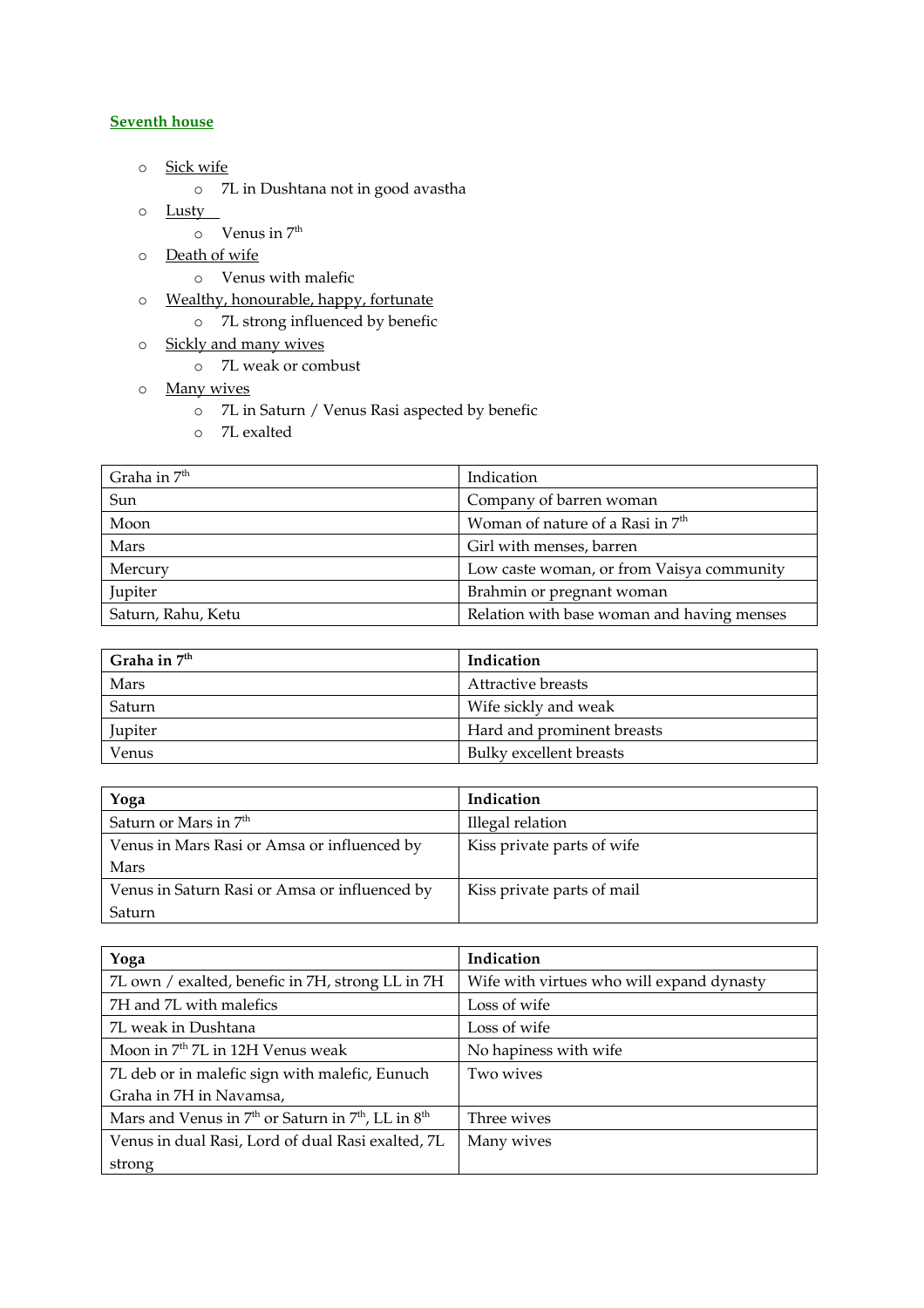## Seventh house

- Sick wife
  - 7L in Dushtana not in good avastha
- Lusty
  - Venus in 7th
- Death of wife
  - Venus with malefic
- Wealthy, honourable, happy, fortunate
  - 7L strong influenced by benefic
- Sickly and many wives
  - 7L weak or combust
- Many wives
  - 7L in Saturn / Venus Rasi aspected by benefic
  - 7L exalted

| Graha in 7th | Indication |
|---|---|
| Sun | Company of barren woman |
| Moon | Woman of nature of a Rasi in 7th |
| Mars | Girl with menses, barren |
| Mercury | Low caste woman, or from Vaisya community |
| Jupiter | Brahmin or pregnant woman |
| Saturn, Rahu, Ketu | Relation with base woman and having menses |

| **Graha in 7th** | **Indication** |
|---|---|
| Mars | Attractive breasts |
| Saturn | Wife sickly and weak |
| Jupiter | Hard and prominent breasts |
| Venus | Bulky excellent breasts |

| **Yoga** | **Indication** |
|---|---|
| Saturn or Mars in 7th | Illegal relation |
| Venus in Mars Rasi or Amsa or influenced by Mars | Kiss private parts of wife |
| Venus in Saturn Rasi or Amsa or influenced by Saturn | Kiss private parts of mail |

| **Yoga** | **Indication** |
|---|---|
| 7L own / exalted, benefic in 7H, strong LL in 7H | Wife with virtues who will expand dynasty |
| 7H and 7L with malefics | Loss of wife |
| 7L weak in Dushtana | Loss of wife |
| Moon in 7th 7L in 12H Venus weak | No hapiness with wife |
| 7L deb or in malefic sign with malefic, Eunuch Graha in 7H in Navamsa, | Two wives |
| Mars and Venus in 7th or Saturn in 7th, LL in 8th | Three wives |
| Venus in dual Rasi, Lord of dual Rasi exalted, 7L strong | Many wives |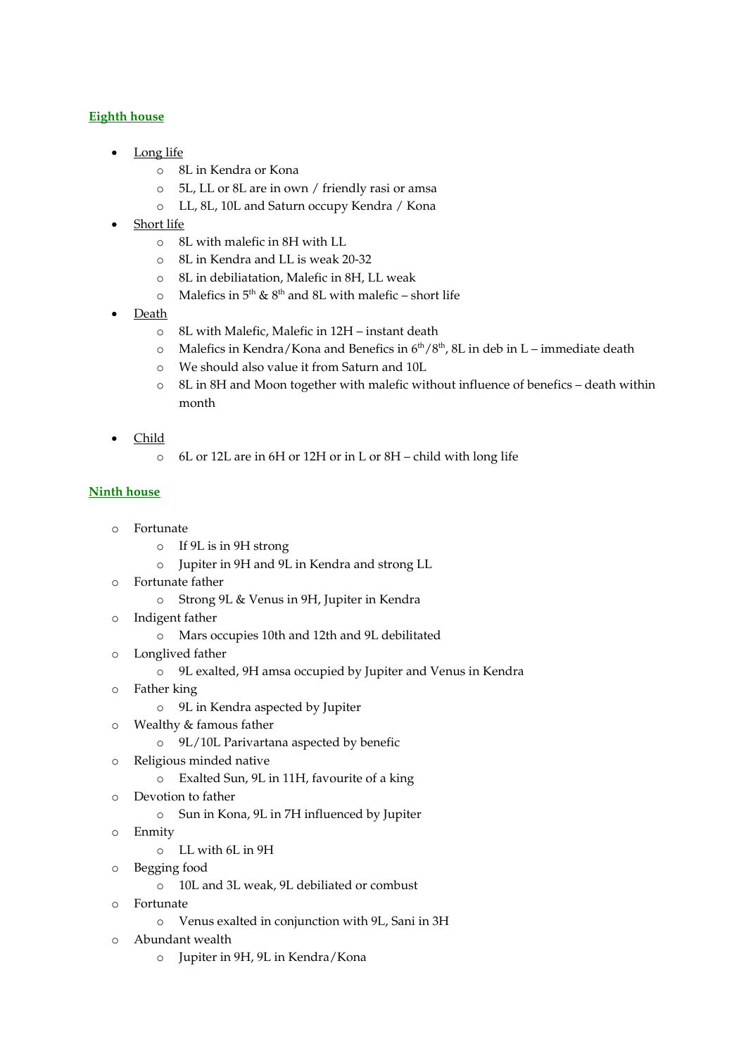## Eighth house

- Long life
  - 8L in Kendra or Kona
  - 5L, LL or 8L are in own / friendly rasi or amsa
  - LL, 8L, 10L and Saturn occupy Kendra / Kona
- Short life
  - 8L with malefic in 8H with LL
  - 8L in Kendra and LL is weak 20-32
  - 8L in debiliatation, Malefic in 8H, LL weak
  - Malefics in 5th & 8th and 8L with malefic – short life
- Death
  - 8L with Malefic, Malefic in 12H – instant death
  - Malefics in Kendra/Kona and Benefics in 6th/8th, 8L in deb in L – immediate death
  - We should also value it from Saturn and 10L
  - 8L in 8H and Moon together with malefic without influence of benefics – death within month
- Child
  - 6L or 12L are in 6H or 12H or in L or 8H – child with long life

## Ninth house

- Fortunate
  - If 9L is in 9H strong
  - Jupiter in 9H and 9L in Kendra and strong LL
- Fortunate father
  - Strong 9L & Venus in 9H, Jupiter in Kendra
- Indigent father
  - Mars occupies 10th and 12th and 9L debilitated
- Longlived father
  - 9L exalted, 9H amsa occupied by Jupiter and Venus in Kendra
- Father king
  - 9L in Kendra aspected by Jupiter
- Wealthy & famous father
  - 9L/10L Parivartana aspected by benefic
- Religious minded native
  - Exalted Sun, 9L in 11H, favourite of a king
- Devotion to father
  - Sun in Kona, 9L in 7H influenced by Jupiter
- Enmity
  - LL with 6L in 9H
- Begging food
  - 10L and 3L weak, 9L debiliated or combust
- Fortunate
  - Venus exalted in conjunction with 9L, Sani in 3H
- Abundant wealth
  - Jupiter in 9H, 9L in Kendra/Kona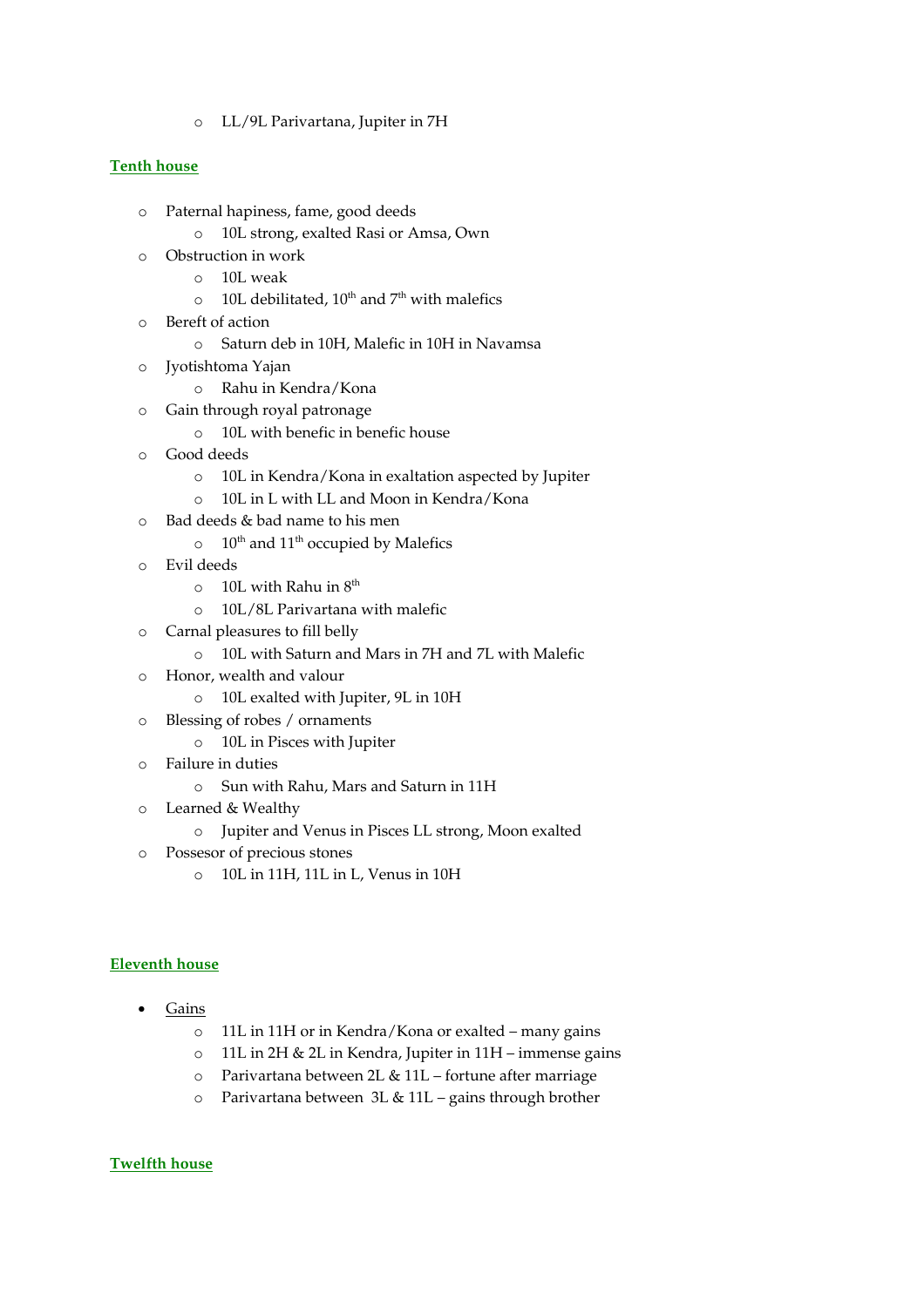- LL/9L Parivartana, Jupiter in 7H

**Tenth house**

- Paternal hapiness, fame, good deeds
  - 10L strong, exalted Rasi or Amsa, Own
- Obstruction in work
  - 10L weak
  - 10L debilitated, 10th and 7th with malefics
- Bereft of action
  - Saturn deb in 10H, Malefic in 10H in Navamsa
- Jyotishtoma Yajan
  - Rahu in Kendra/Kona
- Gain through royal patronage
  - 10L with benefic in benefic house
- Good deeds
  - 10L in Kendra/Kona in exaltation aspected by Jupiter
  - 10L in L with LL and Moon in Kendra/Kona
- Bad deeds & bad name to his men
  - 10th and 11th occupied by Malefics
- Evil deeds
  - 10L with Rahu in 8th
  - 10L/8L Parivartana with malefic
- Carnal pleasures to fill belly
  - 10L with Saturn and Mars in 7H and 7L with Malefic
- Honor, wealth and valour
  - 10L exalted with Jupiter, 9L in 10H
- Blessing of robes / ornaments
  - 10L in Pisces with Jupiter
- Failure in duties
  - Sun with Rahu, Mars and Saturn in 11H
- Learned & Wealthy
  - Jupiter and Venus in Pisces LL strong, Moon exalted
- Possesor of precious stones
  - 10L in 11H, 11L in L, Venus in 10H

**Eleventh house**

- Gains
  - 11L in 11H or in Kendra/Kona or exalted – many gains
  - 11L in 2H & 2L in Kendra, Jupiter in 11H – immense gains
  - Parivartana between 2L & 11L – fortune after marriage
  - Parivartana between 3L & 11L – gains through brother

**Twelfth house**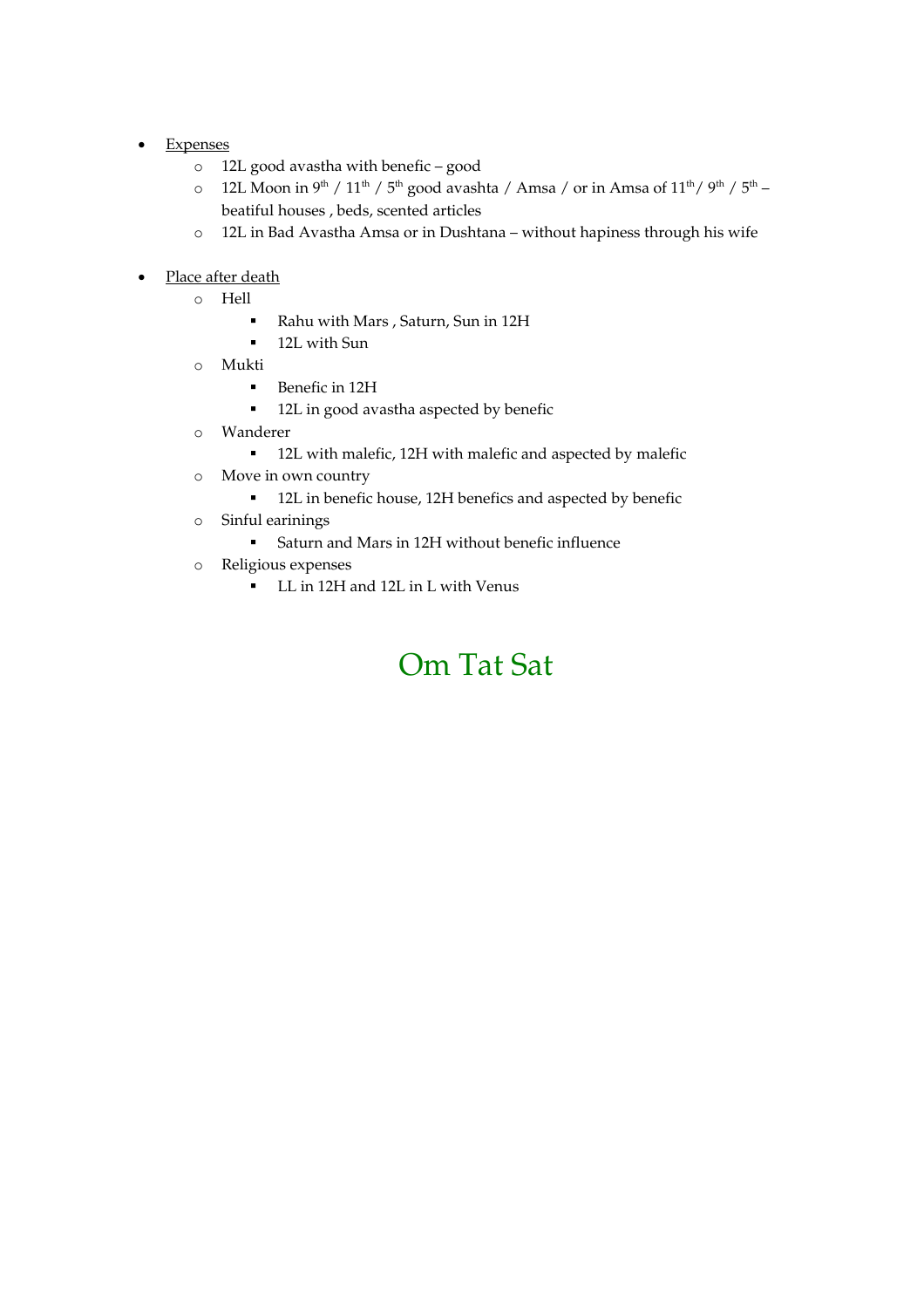- Expenses
  - 12L good avastha with benefic – good
  - 12L Moon in 9th / 11th / 5th good avashta / Amsa / or in Amsa of 11th / 9th / 5th – beatiful houses , beds, scented articles
  - 12L in Bad Avastha Amsa or in Dushtana – without hapiness through his wife

- Place after death
  - Hell
    - Rahu with Mars , Saturn, Sun in 12H
    - 12L with Sun
  - Mukti
    - Benefic in 12H
    - 12L in good avastha aspected by benefic
  - Wanderer
    - 12L with malefic, 12H with malefic and aspected by malefic
  - Move in own country
    - 12L in benefic house, 12H benefics and aspected by benefic
  - Sinful earinings
    - Saturn and Mars in 12H without benefic influence
  - Religious expenses
    - LL in 12H and 12L in L with Venus

Om Tat Sat